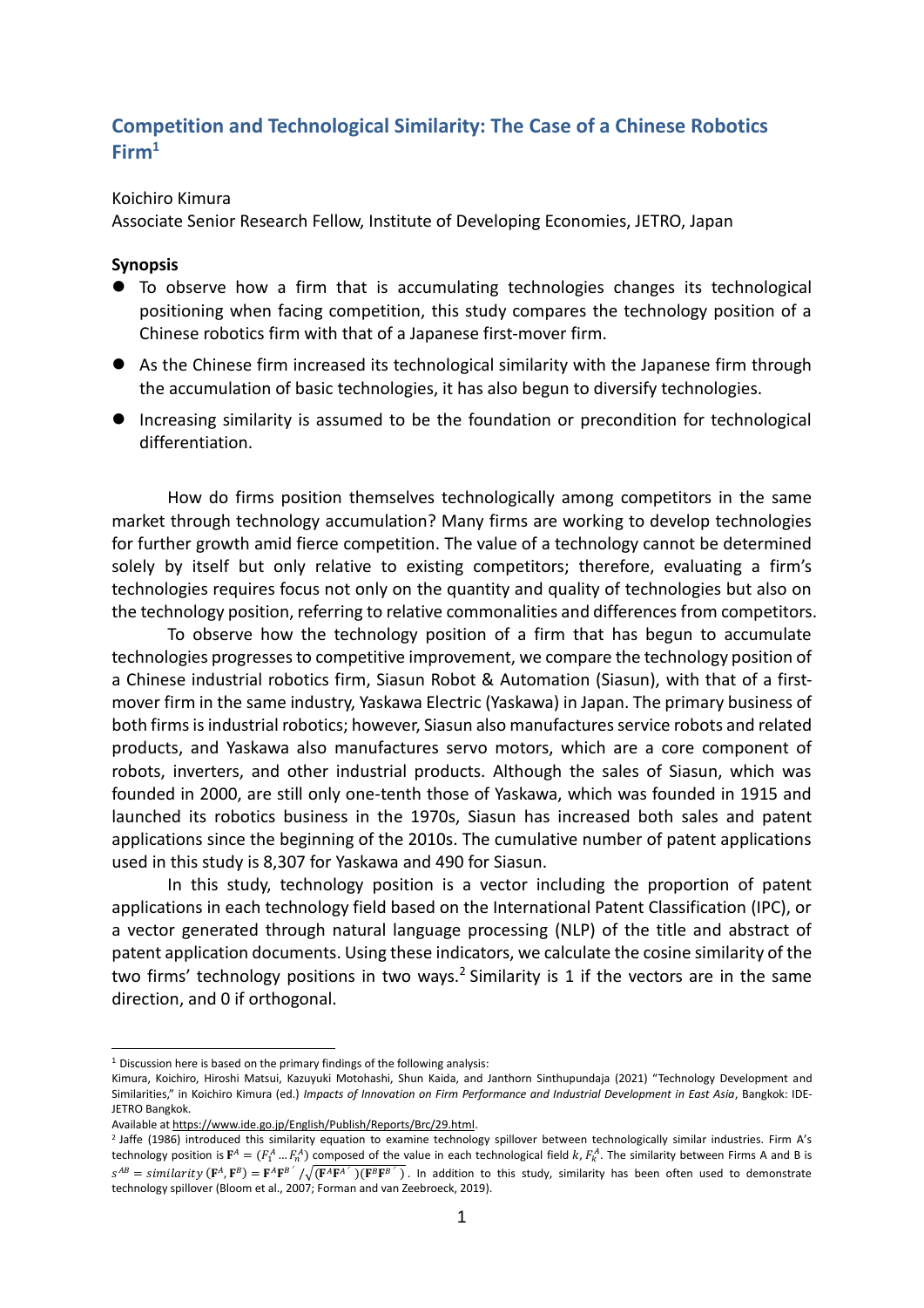# Competition and Technological Similarity: The Case of a Chinese Robotics Firm[1]

Koichiro Kimura

Associate Senior Research Fellow, Institute of Developing Economies, JETRO, Japan

**Synopsis**

- To observe how a firm that is accumulating technologies changes its technological positioning when facing competition, this study compares the technology position of a Chinese robotics firm with that of a Japanese first-mover firm.
- As the Chinese firm increased its technological similarity with the Japanese firm through the accumulation of basic technologies, it has also begun to diversify technologies.
- Increasing similarity is assumed to be the foundation or precondition for technological differentiation.

How do firms position themselves technologically among competitors in the same market through technology accumulation? Many firms are working to develop technologies for further growth amid fierce competition. The value of a technology cannot be determined solely by itself but only relative to existing competitors; therefore, evaluating a firm's technologies requires focus not only on the quantity and quality of technologies but also on the technology position, referring to relative commonalities and differences from competitors.

To observe how the technology position of a firm that has begun to accumulate technologies progresses to competitive improvement, we compare the technology position of a Chinese industrial robotics firm, Siasun Robot & Automation (Siasun), with that of a first-mover firm in the same industry, Yaskawa Electric (Yaskawa) in Japan. The primary business of both firms is industrial robotics; however, Siasun also manufactures service robots and related products, and Yaskawa also manufactures servo motors, which are a core component of robots, inverters, and other industrial products. Although the sales of Siasun, which was founded in 2000, are still only one-tenth those of Yaskawa, which was founded in 1915 and launched its robotics business in the 1970s, Siasun has increased both sales and patent applications since the beginning of the 2010s. The cumulative number of patent applications used in this study is 8,307 for Yaskawa and 490 for Siasun.

In this study, technology position is a vector including the proportion of patent applications in each technology field based on the International Patent Classification (IPC), or a vector generated through natural language processing (NLP) of the title and abstract of patent application documents. Using these indicators, we calculate the cosine similarity of the two firms' technology positions in two ways.[2] Similarity is 1 if the vectors are in the same direction, and 0 if orthogonal.

---

[1] Discussion here is based on the primary findings of the following analysis:
Kimura, Koichiro, Hiroshi Matsui, Kazuyuki Motohashi, Shun Kaida, and Janthorn Sinthupundaja (2021) "Technology Development and Similarities," in Koichiro Kimura (ed.) *Impacts of Innovation on Firm Performance and Industrial Development in East Asia*, Bangkok: IDE-JETRO Bangkok.
Available at https://www.ide.go.jp/English/Publish/Reports/Brc/29.html.

[2] Jaffe (1986) introduced this similarity equation to examine technology spillover between technologically similar industries. Firm A's technology position is $\mathbf{F}^A = (F_1^A \ldots F_n^A)$ composed of the value in each technological field $k$, $F_k^A$. The similarity between Firms A and B is $s^{AB} = similarity\,(\mathbf{F}^A, \mathbf{F}^B) = \mathbf{F}^A\mathbf{F}^{B\prime} / \sqrt{(\mathbf{F}^A\mathbf{F}^{A\prime})(\mathbf{F}^B\mathbf{F}^{B\prime})}$. In addition to this study, similarity has been often used to demonstrate technology spillover (Bloom et al., 2007; Forman and van Zeebroeck, 2019).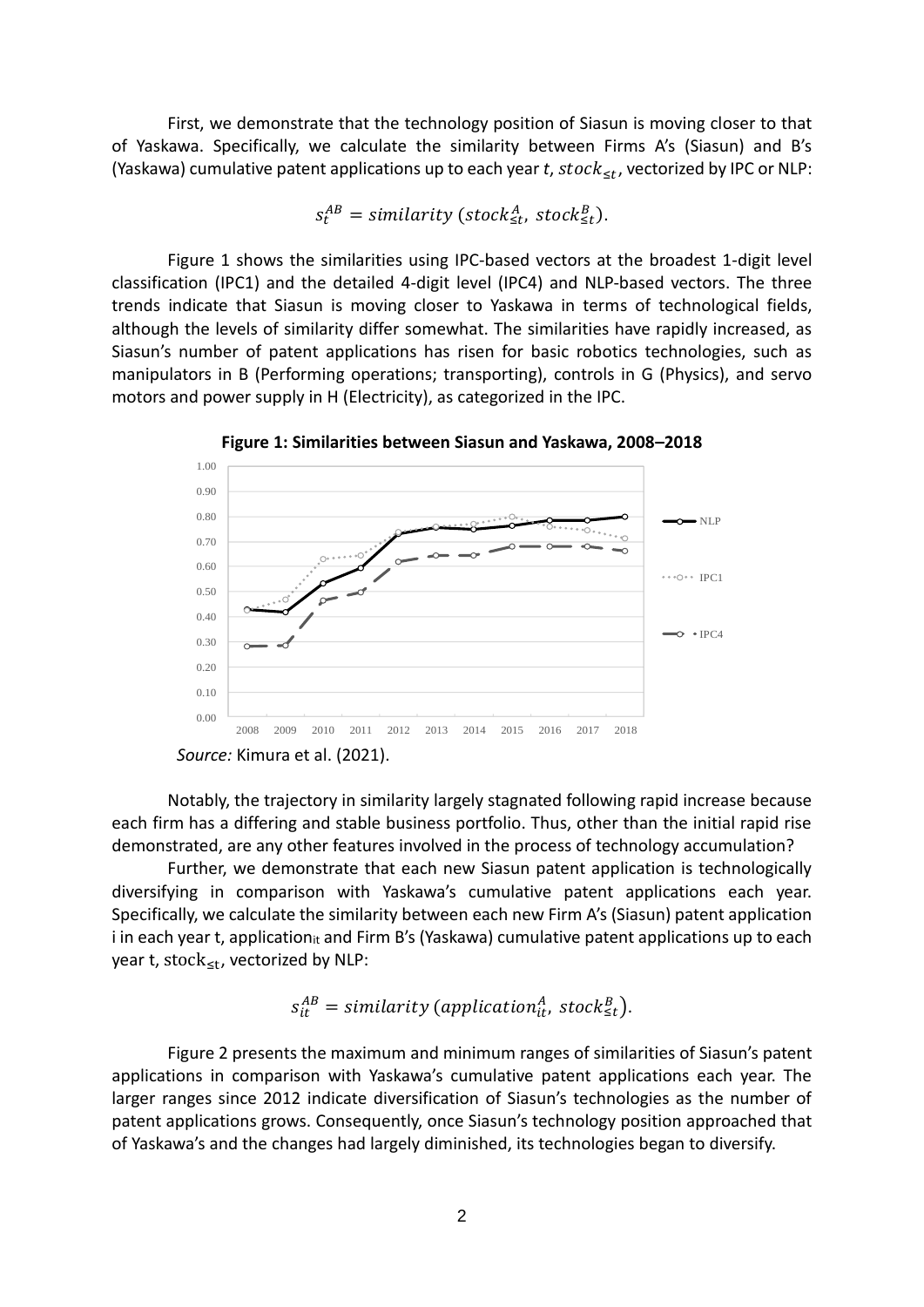First, we demonstrate that the technology position of Siasun is moving closer to that of Yaskawa. Specifically, we calculate the similarity between Firms A's (Siasun) and B's (Yaskawa) cumulative patent applications up to each year $t$, $stock_{\leq t}$, vectorized by IPC or NLP:

$$s_t^{AB} = similarity\ (stock_{\leq t}^{A},\ stock_{\leq t}^{B}).$$

Figure 1 shows the similarities using IPC-based vectors at the broadest 1-digit level classification (IPC1) and the detailed 4-digit level (IPC4) and NLP-based vectors. The three trends indicate that Siasun is moving closer to Yaskawa in terms of technological fields, although the levels of similarity differ somewhat. The similarities have rapidly increased, as Siasun's number of patent applications has risen for basic robotics technologies, such as manipulators in B (Performing operations; transporting), controls in G (Physics), and servo motors and power supply in H (Electricity), as categorized in the IPC.

**Figure 1: Similarities between Siasun and Yaskawa, 2008–2018**

*Source:* Kimura et al. (2021).

Notably, the trajectory in similarity largely stagnated following rapid increase because each firm has a differing and stable business portfolio. Thus, other than the initial rapid rise demonstrated, are any other features involved in the process of technology accumulation?

Further, we demonstrate that each new Siasun patent application is technologically diversifying in comparison with Yaskawa's cumulative patent applications each year. Specifically, we calculate the similarity between each new Firm A's (Siasun) patent application i in each year t, $application_{it}$ and Firm B's (Yaskawa) cumulative patent applications up to each year t, $stock_{\leq t}$, vectorized by NLP:

$$s_{it}^{AB} = similarity\ (application_{it}^{A},\ stock_{\leq t}^{B}).$$

Figure 2 presents the maximum and minimum ranges of similarities of Siasun's patent applications in comparison with Yaskawa's cumulative patent applications each year. The larger ranges since 2012 indicate diversification of Siasun's technologies as the number of patent applications grows. Consequently, once Siasun's technology position approached that of Yaskawa's and the changes had largely diminished, its technologies began to diversify.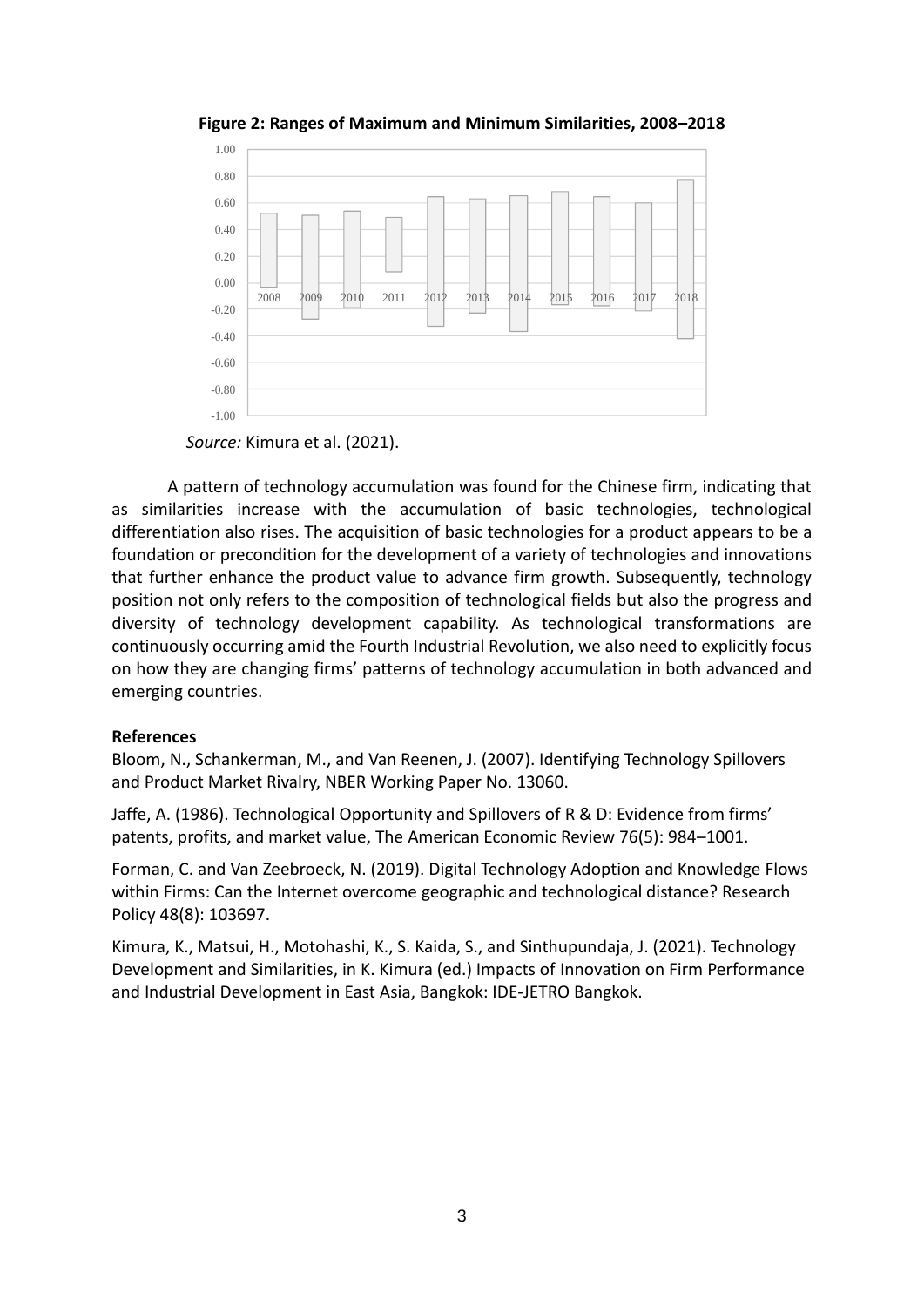**Figure 2: Ranges of Maximum and Minimum Similarities, 2008–2018**

1.00
0.80
0.60
0.40
0.20
0.00
-0.20
-0.40
-0.60
-0.80
-1.00

2008 2009 2010 2011 2012 2013 2014 2015 2016 2017 2018

*Source:* Kimura et al. (2021).

A pattern of technology accumulation was found for the Chinese firm, indicating that as similarities increase with the accumulation of basic technologies, technological differentiation also rises. The acquisition of basic technologies for a product appears to be a foundation or precondition for the development of a variety of technologies and innovations that further enhance the product value to advance firm growth. Subsequently, technology position not only refers to the composition of technological fields but also the progress and diversity of technology development capability. As technological transformations are continuously occurring amid the Fourth Industrial Revolution, we also need to explicitly focus on how they are changing firms' patterns of technology accumulation in both advanced and emerging countries.

**References**

Bloom, N., Schankerman, M., and Van Reenen, J. (2007). Identifying Technology Spillovers and Product Market Rivalry, NBER Working Paper No. 13060.

Jaffe, A. (1986). Technological Opportunity and Spillovers of R & D: Evidence from firms' patents, profits, and market value, The American Economic Review 76(5): 984–1001.

Forman, C. and Van Zeebroeck, N. (2019). Digital Technology Adoption and Knowledge Flows within Firms: Can the Internet overcome geographic and technological distance? Research Policy 48(8): 103697.

Kimura, K., Matsui, H., Motohashi, K., S. Kaida, S., and Sinthupundaja, J. (2021). Technology Development and Similarities, in K. Kimura (ed.) Impacts of Innovation on Firm Performance and Industrial Development in East Asia, Bangkok: IDE-JETRO Bangkok.